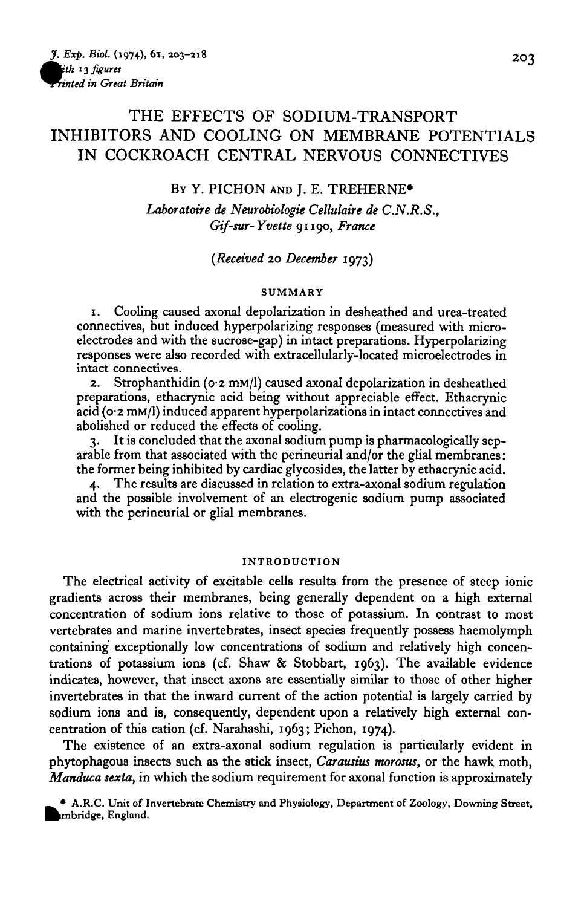# THE EFFECTS OF SODIUM-TRANSPORT INHIBITORS AND COOLING ON MEMBRANE POTENTIALS IN COCKROACH CENTRAL NERVOUS CONNECTIVES

By Y. PICHON and J. E. TREHERNE*

*Laboratoire de Neurobiologie Cellulaire de C.N.R.S., Gif-sur-Yvette 91190, France*

*(Received 20 December 1973)*

## SUMMARY

1. Cooling caused axonal depolarization in desheathed and urea-treated connectives, but induced hyperpolarizing responses (measured with microelectrodes and with the sucrose-gap) in intact preparations. Hyperpolarizing responses were also recorded with extracellularly-located microelectrodes in intact connectives.

2. Strophanthidin (0·2 mM/l) caused axonal depolarization in desheathed preparations, ethacrynic acid being without appreciable effect. Ethacrynic acid (0·2 mM/l) induced apparent hyperpolarizations in intact connectives and abolished or reduced the effects of cooling.

3. It is concluded that the axonal sodium pump is pharmacologically separable from that associated with the perineurial and/or the glial membranes: the former being inhibited by cardiac glycosides, the latter by ethacrynic acid.

4. The results are discussed in relation to extra-axonal sodium regulation and the possible involvement of an electrogenic sodium pump associated with the perineurial or glial membranes.

## INTRODUCTION

The electrical activity of excitable cells results from the presence of steep ionic gradients across their membranes, being generally dependent on a high external concentration of sodium ions relative to those of potassium. In contrast to most vertebrates and marine invertebrates, insect species frequently possess haemolymph containing exceptionally low concentrations of sodium and relatively high concentrations of potassium ions (cf. Shaw & Stobbart, 1963). The available evidence indicates, however, that insect axons are essentially similar to those of other higher invertebrates in that the inward current of the action potential is largely carried by sodium ions and is, consequently, dependent upon a relatively high external concentration of this cation (cf. Narahashi, 1963; Pichon, 1974).

The existence of an extra-axonal sodium regulation is particularly evident in phytophagous insects such as the stick insect, *Carausius morosus*, or the hawk moth, *Manduca sexta*, in which the sodium requirement for axonal function is approximately

* A.R.C. Unit of Invertebrate Chemistry and Physiology, Department of Zoology, Downing Street, Cambridge, England.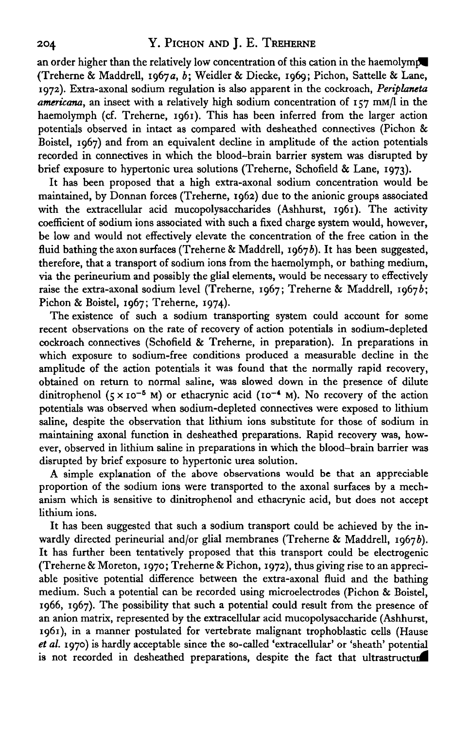an order higher than the relatively low concentration of this cation in the haemolymph (Treherne & Maddrell, 1967*a*, *b*; Weidler & Diecke, 1969; Pichon, Sattelle & Lane, 1972). Extra-axonal sodium regulation is also apparent in the cockroach, *Periplaneta americana*, an insect with a relatively high sodium concentration of 157 mM/l in the haemolymph (cf. Treherne, 1961). This has been inferred from the larger action potentials observed in intact as compared with desheathed connectives (Pichon & Boistel, 1967) and from an equivalent decline in amplitude of the action potentials recorded in connectives in which the blood-brain barrier system was disrupted by brief exposure to hypertonic urea solutions (Treherne, Schofield & Lane, 1973).

It has been proposed that a high extra-axonal sodium concentration would be maintained, by Donnan forces (Treherne, 1962) due to the anionic groups associated with the extracellular acid mucopolysaccharides (Ashhurst, 1961). The activity coefficient of sodium ions associated with such a fixed charge system would, however, be low and would not effectively elevate the concentration of the free cation in the fluid bathing the axon surfaces (Treherne & Maddrell, 1967*b*). It has been suggested, therefore, that a transport of sodium ions from the haemolymph, or bathing medium, via the perineurium and possibly the glial elements, would be necessary to effectively raise the extra-axonal sodium level (Treherne, 1967; Treherne & Maddrell, 1967*b*; Pichon & Boistel, 1967; Treherne, 1974).

The existence of such a sodium transporting system could account for some recent observations on the rate of recovery of action potentials in sodium-depleted cockroach connectives (Schofield & Treherne, in preparation). In preparations in which exposure to sodium-free conditions produced a measurable decline in the amplitude of the action potentials it was found that the normally rapid recovery, obtained on return to normal saline, was slowed down in the presence of dilute dinitrophenol ($5 \times 10^{-5}$ M) or ethacrynic acid ($10^{-4}$ M). No recovery of the action potentials was observed when sodium-depleted connectives were exposed to lithium saline, despite the observation that lithium ions substitute for those of sodium in maintaining axonal function in desheathed preparations. Rapid recovery was, however, observed in lithium saline in preparations in which the blood-brain barrier was disrupted by brief exposure to hypertonic urea solution.

A simple explanation of the above observations would be that an appreciable proportion of the sodium ions were transported to the axonal surfaces by a mechanism which is sensitive to dinitrophenol and ethacrynic acid, but does not accept lithium ions.

It has been suggested that such a sodium transport could be achieved by the inwardly directed perineurial and/or glial membranes (Treherne & Maddrell, 1967*b*). It has further been tentatively proposed that this transport could be electrogenic (Treherne & Moreton, 1970; Treherne & Pichon, 1972), thus giving rise to an appreciable positive potential difference between the extra-axonal fluid and the bathing medium. Such a potential can be recorded using microelectrodes (Pichon & Boistel, 1966, 1967). The possibility that such a potential could result from the presence of an anion matrix, represented by the extracellular acid mucopolysaccharide (Ashhurst, 1961), in a manner postulated for vertebrate malignant trophoblastic cells (Hause *et al.* 1970) is hardly acceptable since the so-called 'extracellular' or 'sheath' potential is not recorded in desheathed preparations, despite the fact that ultrastructural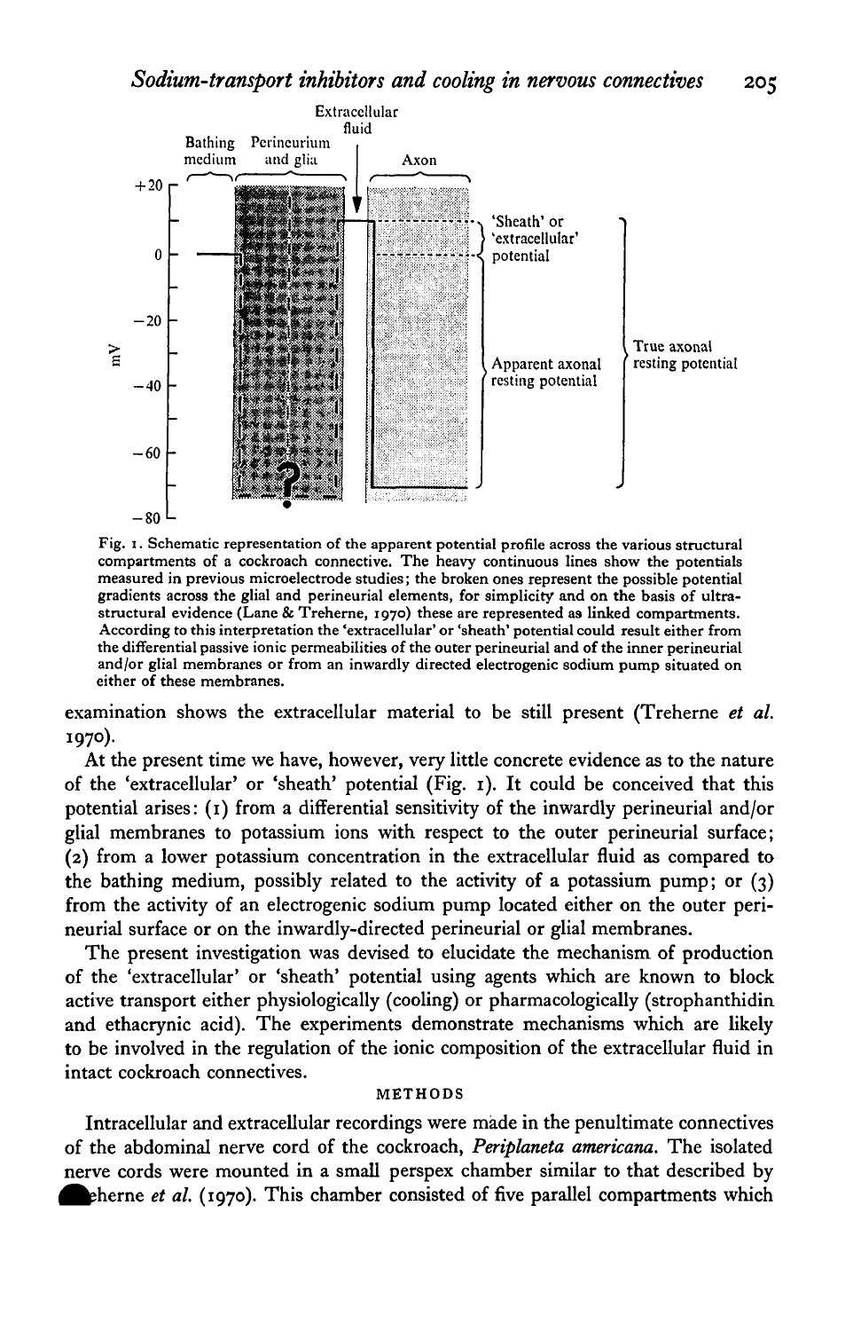Fig. 1. Schematic representation of the apparent potential profile across the various structural compartments of a cockroach connective. The heavy continuous lines show the potentials measured in previous microelectrode studies; the broken ones represent the possible potential gradients across the glial and perineurial elements, for simplicity and on the basis of ultra-structural evidence (Lane & Treherne, 1970) these are represented as linked compartments. According to this interpretation the 'extracellular' or 'sheath' potential could result either from the differential passive ionic permeabilities of the outer perineurial and of the inner perineurial and/or glial membranes or from an inwardly directed electrogenic sodium pump situated on either of these membranes.

examination shows the extracellular material to be still present (Treherne *et al.* 1970).

At the present time we have, however, very little concrete evidence as to the nature of the 'extracellular' or 'sheath' potential (Fig. 1). It could be conceived that this potential arises: (1) from a differential sensitivity of the inwardly perineurial and/or glial membranes to potassium ions with respect to the outer perineurial surface; (2) from a lower potassium concentration in the extracellular fluid as compared to the bathing medium, possibly related to the activity of a potassium pump; or (3) from the activity of an electrogenic sodium pump located either on the outer perineurial surface or on the inwardly-directed perineurial or glial membranes.

The present investigation was devised to elucidate the mechanism of production of the 'extracellular' or 'sheath' potential using agents which are known to block active transport either physiologically (cooling) or pharmacologically (strophanthidin and ethacrynic acid). The experiments demonstrate mechanisms which are likely to be involved in the regulation of the ionic composition of the extracellular fluid in intact cockroach connectives.

## METHODS

Intracellular and extracellular recordings were made in the penultimate connectives of the abdominal nerve cord of the cockroach, *Periplaneta americana*. The isolated nerve cords were mounted in a small perspex chamber similar to that described by Treherne *et al.* (1970). This chamber consisted of five parallel compartments which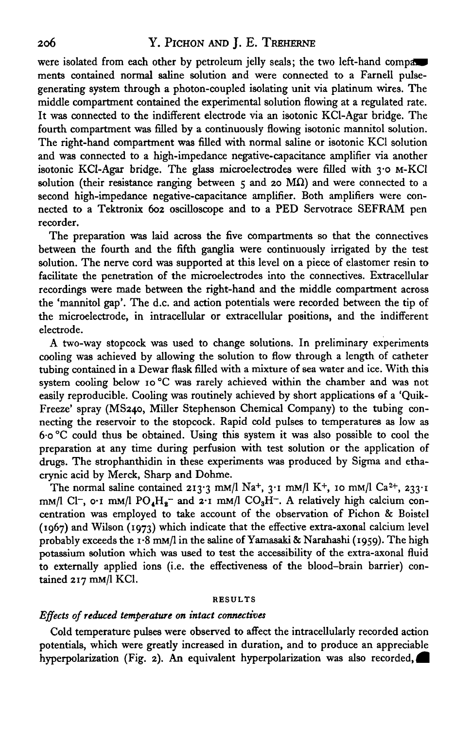were isolated from each other by petroleum jelly seals; the two left-hand compartments contained normal saline solution and were connected to a Farnell pulse-generating system through a photon-coupled isolating unit via platinum wires. The middle compartment contained the experimental solution flowing at a regulated rate. It was connected to the indifferent electrode via an isotonic KCl-Agar bridge. The fourth compartment was filled by a continuously flowing isotonic mannitol solution. The right-hand compartment was filled with normal saline or isotonic KCl solution and was connected to a high-impedance negative-capacitance amplifier via another isotonic KCl-Agar bridge. The glass microelectrodes were filled with 3·0 M-KCl solution (their resistance ranging between 5 and 20 MΩ) and were connected to a second high-impedance negative-capacitance amplifier. Both amplifiers were connected to a Tektronix 602 oscilloscope and to a PED Servotrace SEFRAM pen recorder.

The preparation was laid across the five compartments so that the connectives between the fourth and the fifth ganglia were continuously irrigated by the test solution. The nerve cord was supported at this level on a piece of elastomer resin to facilitate the penetration of the microelectrodes into the connectives. Extracellular recordings were made between the right-hand and the middle compartment across the 'mannitol gap'. The d.c. and action potentials were recorded between the tip of the microelectrode, in intracellular or extracellular positions, and the indifferent electrode.

A two-way stopcock was used to change solutions. In preliminary experiments cooling was achieved by allowing the solution to flow through a length of catheter tubing contained in a Dewar flask filled with a mixture of sea water and ice. With this system cooling below 10 °C was rarely achieved within the chamber and was not easily reproducible. Cooling was routinely achieved by short applications of a 'Quik-Freeze' spray (MS240, Miller Stephenson Chemical Company) to the tubing connecting the reservoir to the stopcock. Rapid cold pulses to temperatures as low as 6·0 °C could thus be obtained. Using this system it was also possible to cool the preparation at any time during perfusion with test solution or the application of drugs. The strophanthidin in these experiments was produced by Sigma and ethacrynic acid by Merck, Sharp and Dohme.

The normal saline contained 213·3 mM/l $Na^+$, 3·1 mM/l $K^+$, 10 mM/l $Ca^{2+}$, 233·1 mM/l $Cl^-$, 0·1 mM/l $PO_4H_2^-$ and 2·1 mM/l $CO_3H^-$. A relatively high calcium concentration was employed to take account of the observation of Pichon & Boistel (1967) and Wilson (1973) which indicate that the effective extra-axonal calcium level probably exceeds the 1·8 mM/l in the saline of Yamasaki & Narahashi (1959). The high potassium solution which was used to test the accessibility of the extra-axonal fluid to externally applied ions (i.e. the effectiveness of the blood–brain barrier) contained 217 mM/l KCl.

## RESULTS

### *Effects of reduced temperature on intact connectives*

Cold temperature pulses were observed to affect the intracellularly recorded action potentials, which were greatly increased in duration, and to produce an appreciable hyperpolarization (Fig. 2). An equivalent hyperpolarization was also recorded,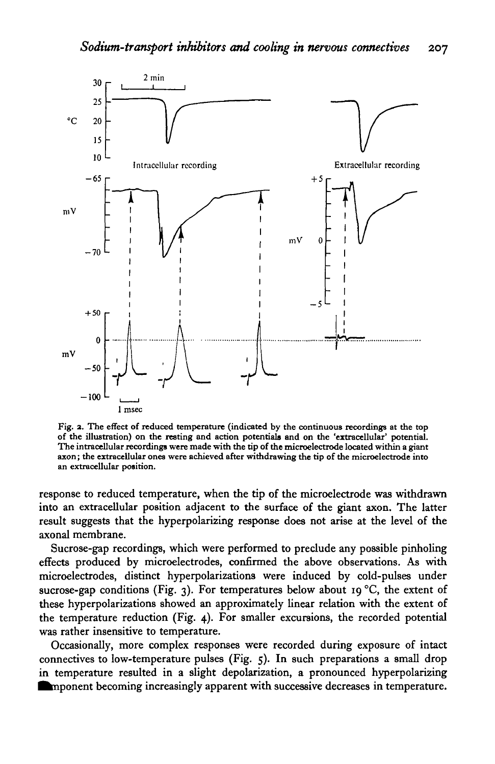Fig. 2. The effect of reduced temperature (indicated by the continuous recordings at the top of the illustration) on the resting and action potentials and on the 'extracellular' potential. The intracellular recordings were made with the tip of the microelectrode located within a giant axon; the extracellular ones were achieved after withdrawing the tip of the microelectrode into an extracellular position.

response to reduced temperature, when the tip of the microelectrode was withdrawn into an extracellular position adjacent to the surface of the giant axon. The latter result suggests that the hyperpolarizing response does not arise at the level of the axonal membrane.

Sucrose-gap recordings, which were performed to preclude any possible pinholing effects produced by microelectrodes, confirmed the above observations. As with microelectrodes, distinct hyperpolarizations were induced by cold-pulses under sucrose-gap conditions (Fig. 3). For temperatures below about 19 °C, the extent of these hyperpolarizations showed an approximately linear relation with the extent of the temperature reduction (Fig. 4). For smaller excursions, the recorded potential was rather insensitive to temperature.

Occasionally, more complex responses were recorded during exposure of intact connectives to low-temperature pulses (Fig. 5). In such preparations a small drop in temperature resulted in a slight depolarization, a pronounced hyperpolarizing component becoming increasingly apparent with successive decreases in temperature.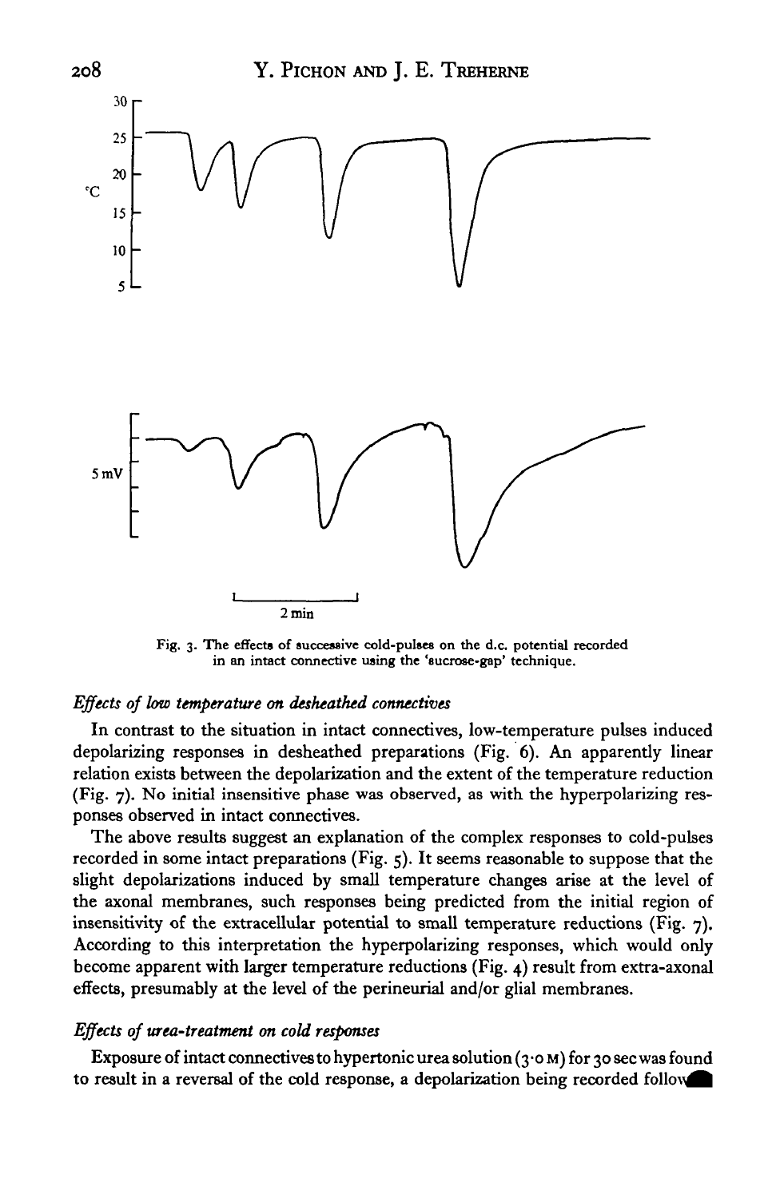Fig. 3. The effects of successive cold-pulses on the d.c. potential recorded in an intact connective using the 'sucrose-gap' technique.

### *Effects of low temperature on desheathed connectives*

In contrast to the situation in intact connectives, low-temperature pulses induced depolarizing responses in desheathed preparations (Fig. 6). An apparently linear relation exists between the depolarization and the extent of the temperature reduction (Fig. 7). No initial insensitive phase was observed, as with the hyperpolarizing responses observed in intact connectives.

The above results suggest an explanation of the complex responses to cold-pulses recorded in some intact preparations (Fig. 5). It seems reasonable to suppose that the slight depolarizations induced by small temperature changes arise at the level of the axonal membranes, such responses being predicted from the initial region of insensitivity of the extracellular potential to small temperature reductions (Fig. 7). According to this interpretation the hyperpolarizing responses, which would only become apparent with larger temperature reductions (Fig. 4) result from extra-axonal effects, presumably at the level of the perineurial and/or glial membranes.

### *Effects of urea-treatment on cold responses*

Exposure of intact connectives to hypertonic urea solution (3·0 M) for 30 sec was found to result in a reversal of the cold response, a depolarization being recorded follow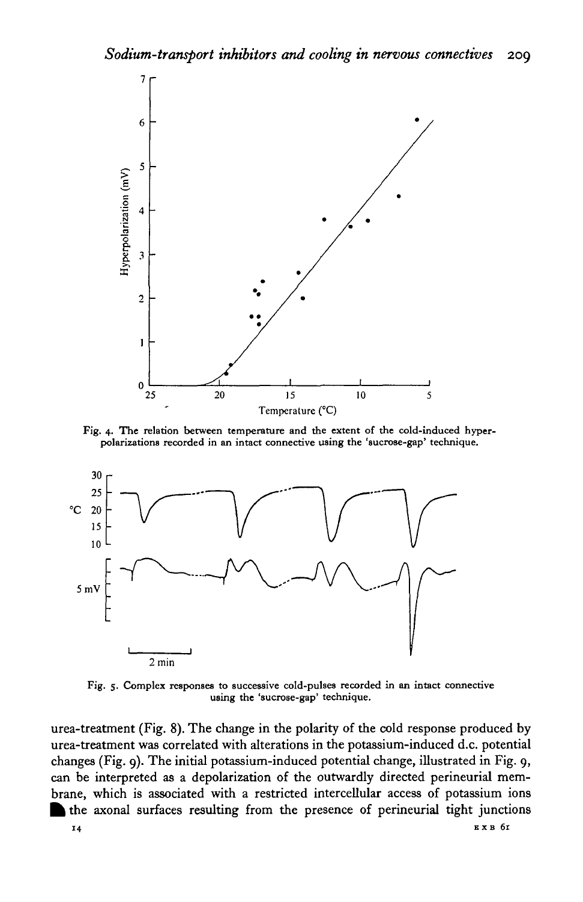Fig. 4. The relation between temperature and the extent of the cold-induced hyperpolarizations recorded in an intact connective using the 'sucrose-gap' technique.

Fig. 5. Complex responses to successive cold-pulses recorded in an intact connective using the 'sucrose-gap' technique.

urea-treatment (Fig. 8). The change in the polarity of the cold response produced by urea-treatment was correlated with alterations in the potassium-induced d.c. potential changes (Fig. 9). The initial potassium-induced potential change, illustrated in Fig. 9, can be interpreted as a depolarization of the outwardly directed perineurial membrane, which is associated with a restricted intercellular access of potassium ions to the axonal surfaces resulting from the presence of perineurial tight junctions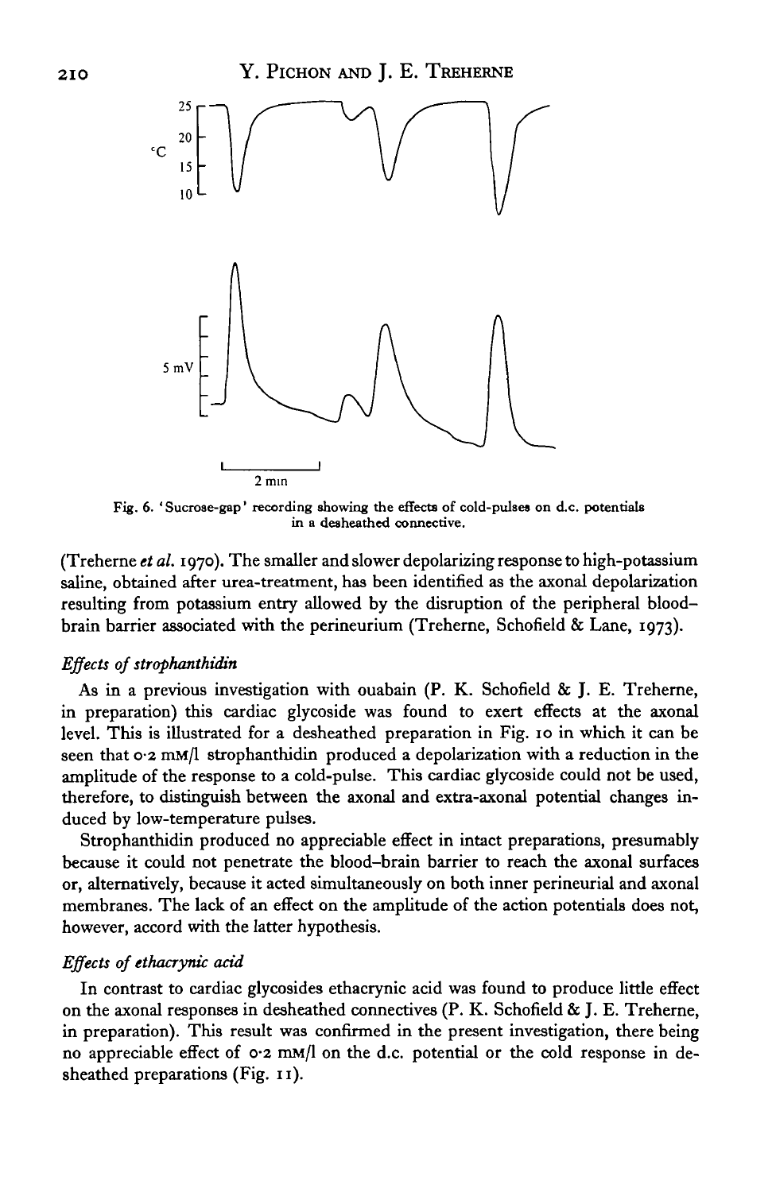Fig. 6. 'Sucrose-gap' recording showing the effects of cold-pulses on d.c. potentials in a desheathed connective.

(Treherne *et al.* 1970). The smaller and slower depolarizing response to high-potassium saline, obtained after urea-treatment, has been identified as the axonal depolarization resulting from potassium entry allowed by the disruption of the peripheral blood–brain barrier associated with the perineurium (Treherne, Schofield & Lane, 1973).

### *Effects of strophanthidin*

As in a previous investigation with ouabain (P. K. Schofield & J. E. Treherne, in preparation) this cardiac glycoside was found to exert effects at the axonal level. This is illustrated for a desheathed preparation in Fig. 10 in which it can be seen that 0·2 mM/l strophanthidin produced a depolarization with a reduction in the amplitude of the response to a cold-pulse. This cardiac glycoside could not be used, therefore, to distinguish between the axonal and extra-axonal potential changes induced by low-temperature pulses.

Strophanthidin produced no appreciable effect in intact preparations, presumably because it could not penetrate the blood–brain barrier to reach the axonal surfaces or, alternatively, because it acted simultaneously on both inner perineurial and axonal membranes. The lack of an effect on the amplitude of the action potentials does not, however, accord with the latter hypothesis.

### *Effects of ethacrynic acid*

In contrast to cardiac glycosides ethacrynic acid was found to produce little effect on the axonal responses in desheathed connectives (P. K. Schofield & J. E. Treherne, in preparation). This result was confirmed in the present investigation, there being no appreciable effect of 0·2 mM/l on the d.c. potential or the cold response in desheathed preparations (Fig. 11).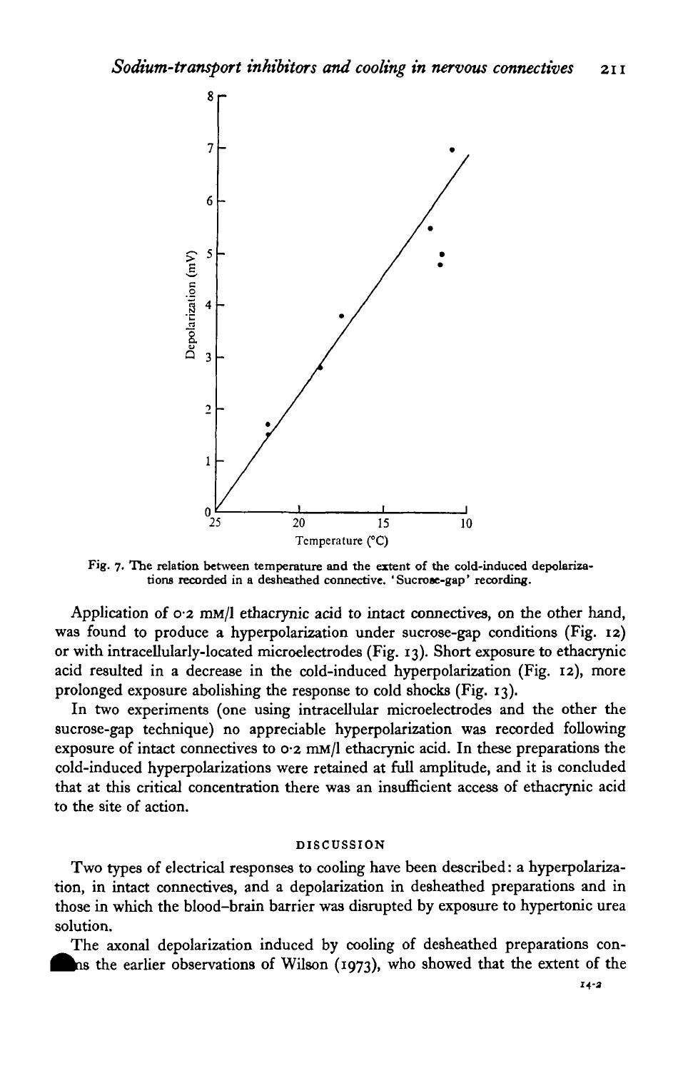Fig. 7. The relation between temperature and the extent of the cold-induced depolarizations recorded in a desheathed connective. 'Sucrose-gap' recording.

Application of 0·2 mM/l ethacrynic acid to intact connectives, on the other hand, was found to produce a hyperpolarization under sucrose-gap conditions (Fig. 12) or with intracellularly-located microelectrodes (Fig. 13). Short exposure to ethacrynic acid resulted in a decrease in the cold-induced hyperpolarization (Fig. 12), more prolonged exposure abolishing the response to cold shocks (Fig. 13).

In two experiments (one using intracellular microelectrodes and the other the sucrose-gap technique) no appreciable hyperpolarization was recorded following exposure of intact connectives to 0·2 mM/l ethacrynic acid. In these preparations the cold-induced hyperpolarizations were retained at full amplitude, and it is concluded that at this critical concentration there was an insufficient access of ethacrynic acid to the site of action.

## DISCUSSION

Two types of electrical responses to cooling have been described: a hyperpolarization, in intact connectives, and a depolarization in desheathed preparations and in those in which the blood–brain barrier was disrupted by exposure to hypertonic urea solution.

The axonal depolarization induced by cooling of desheathed preparations confirms the earlier observations of Wilson (1973), who showed that the extent of the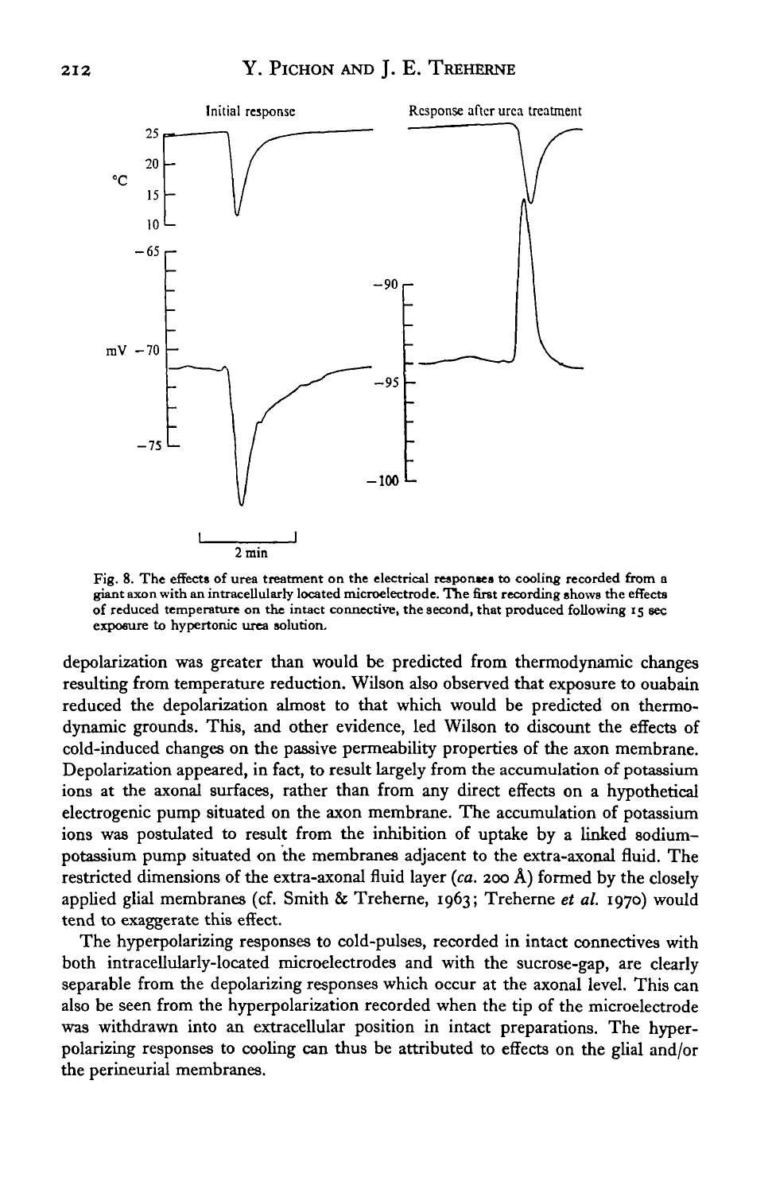Fig. 8. The effects of urea treatment on the electrical responses to cooling recorded from a giant axon with an intracellularly located microelectrode. The first recording shows the effects of reduced temperature on the intact connective, the second, that produced following 15 sec exposure to hypertonic urea solution.

depolarization was greater than would be predicted from thermodynamic changes resulting from temperature reduction. Wilson also observed that exposure to ouabain reduced the depolarization almost to that which would be predicted on thermodynamic grounds. This, and other evidence, led Wilson to discount the effects of cold-induced changes on the passive permeability properties of the axon membrane. Depolarization appeared, in fact, to result largely from the accumulation of potassium ions at the axonal surfaces, rather than from any direct effects on a hypothetical electrogenic pump situated on the axon membrane. The accumulation of potassium ions was postulated to result from the inhibition of uptake by a linked sodium-potassium pump situated on the membranes adjacent to the extra-axonal fluid. The restricted dimensions of the extra-axonal fluid layer (*ca.* 200 Å) formed by the closely applied glial membranes (cf. Smith & Treherne, 1963; Treherne *et al.* 1970) would tend to exaggerate this effect.

The hyperpolarizing responses to cold-pulses, recorded in intact connectives with both intracellularly-located microelectrodes and with the sucrose-gap, are clearly separable from the depolarizing responses which occur at the axonal level. This can also be seen from the hyperpolarization recorded when the tip of the microelectrode was withdrawn into an extracellular position in intact preparations. The hyperpolarizing responses to cooling can thus be attributed to effects on the glial and/or the perineurial membranes.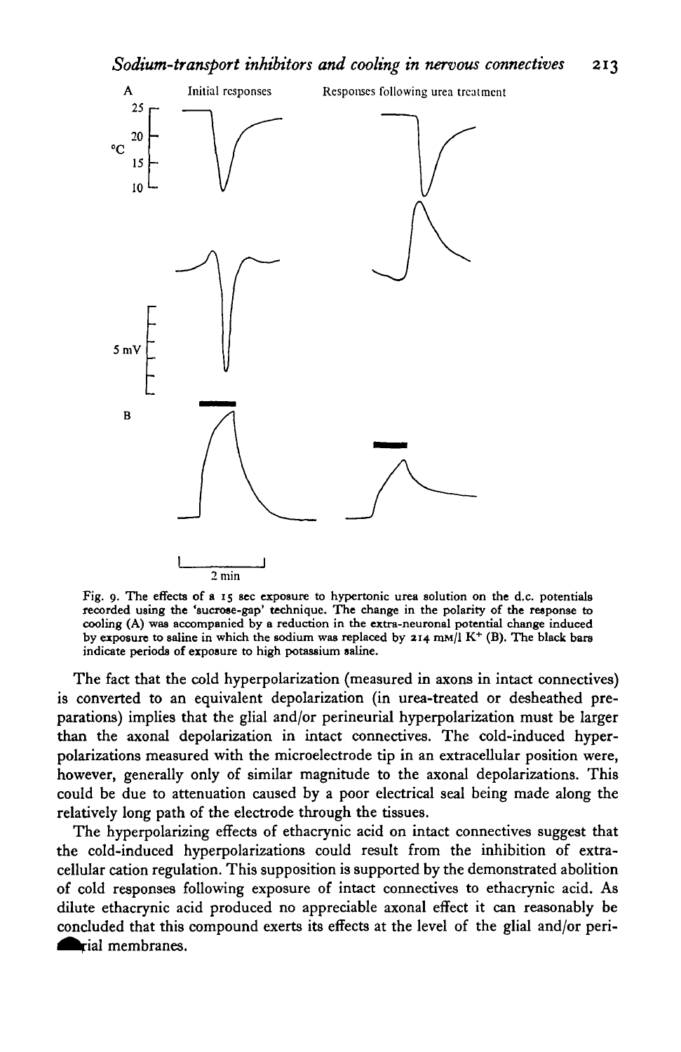Fig. 9. The effects of a 15 sec exposure to hypertonic urea solution on the d.c. potentials recorded using the 'sucrose-gap' technique. The change in the polarity of the response to cooling (A) was accompanied by a reduction in the extra-neuronal potential change induced by exposure to saline in which the sodium was replaced by 214 mM/l $K^+$ (B). The black bars indicate periods of exposure to high potassium saline.

The fact that the cold hyperpolarization (measured in axons in intact connectives) is converted to an equivalent depolarization (in urea-treated or desheathed preparations) implies that the glial and/or perineurial hyperpolarization must be larger than the axonal depolarization in intact connectives. The cold-induced hyperpolarizations measured with the microelectrode tip in an extracellular position were, however, generally only of similar magnitude to the axonal depolarizations. This could be due to attenuation caused by a poor electrical seal being made along the relatively long path of the electrode through the tissues.

The hyperpolarizing effects of ethacrynic acid on intact connectives suggest that the cold-induced hyperpolarizations could result from the inhibition of extracellular cation regulation. This supposition is supported by the demonstrated abolition of cold responses following exposure of intact connectives to ethacrynic acid. As dilute ethacrynic acid produced no appreciable axonal effect it can reasonably be concluded that this compound exerts its effects at the level of the glial and/or perineurial membranes.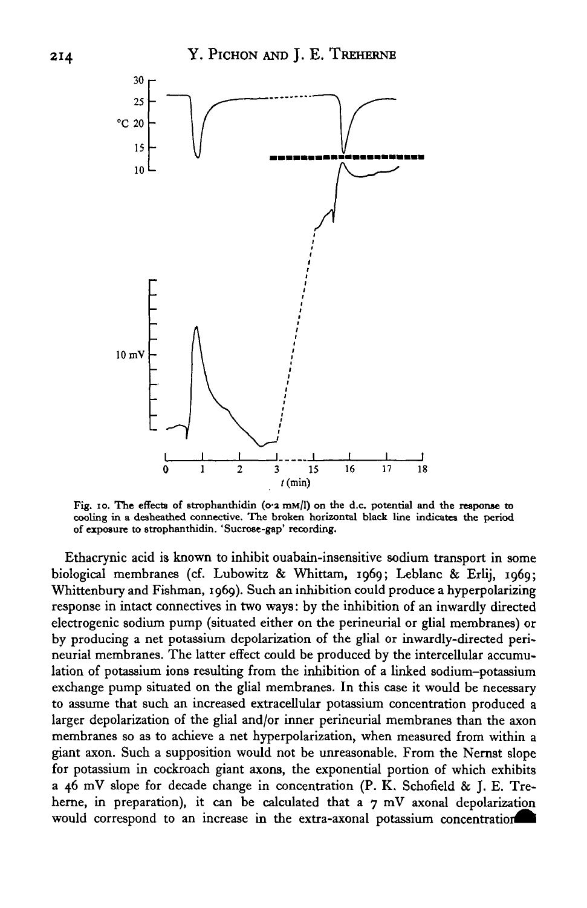Fig. 10. The effects of strophanthidin (0·2 mM/l) on the d.c. potential and the response to cooling in a desheathed connective. The broken horizontal black line indicates the period of exposure to strophanthidin. 'Sucrose-gap' recording.

Ethacrynic acid is known to inhibit ouabain-insensitive sodium transport in some biological membranes (cf. Lubowitz & Whittam, 1969; Leblanc & Erlij, 1969; Whittenbury and Fishman, 1969). Such an inhibition could produce a hyperpolarizing response in intact connectives in two ways: by the inhibition of an inwardly directed electrogenic sodium pump (situated either on the perineurial or glial membranes) or by producing a net potassium depolarization of the glial or inwardly-directed perineurial membranes. The latter effect could be produced by the intercellular accumulation of potassium ions resulting from the inhibition of a linked sodium–potassium exchange pump situated on the glial membranes. In this case it would be necessary to assume that such an increased extracellular potassium concentration produced a larger depolarization of the glial and/or inner perineurial membranes than the axon membranes so as to achieve a net hyperpolarization, when measured from within a giant axon. Such a supposition would not be unreasonable. From the Nernst slope for potassium in cockroach giant axons, the exponential portion of which exhibits a 46 mV slope for decade change in concentration (P. K. Schofield & J. E. Treherne, in preparation), it can be calculated that a 7 mV axonal depolarization would correspond to an increase in the extra-axonal potassium concentration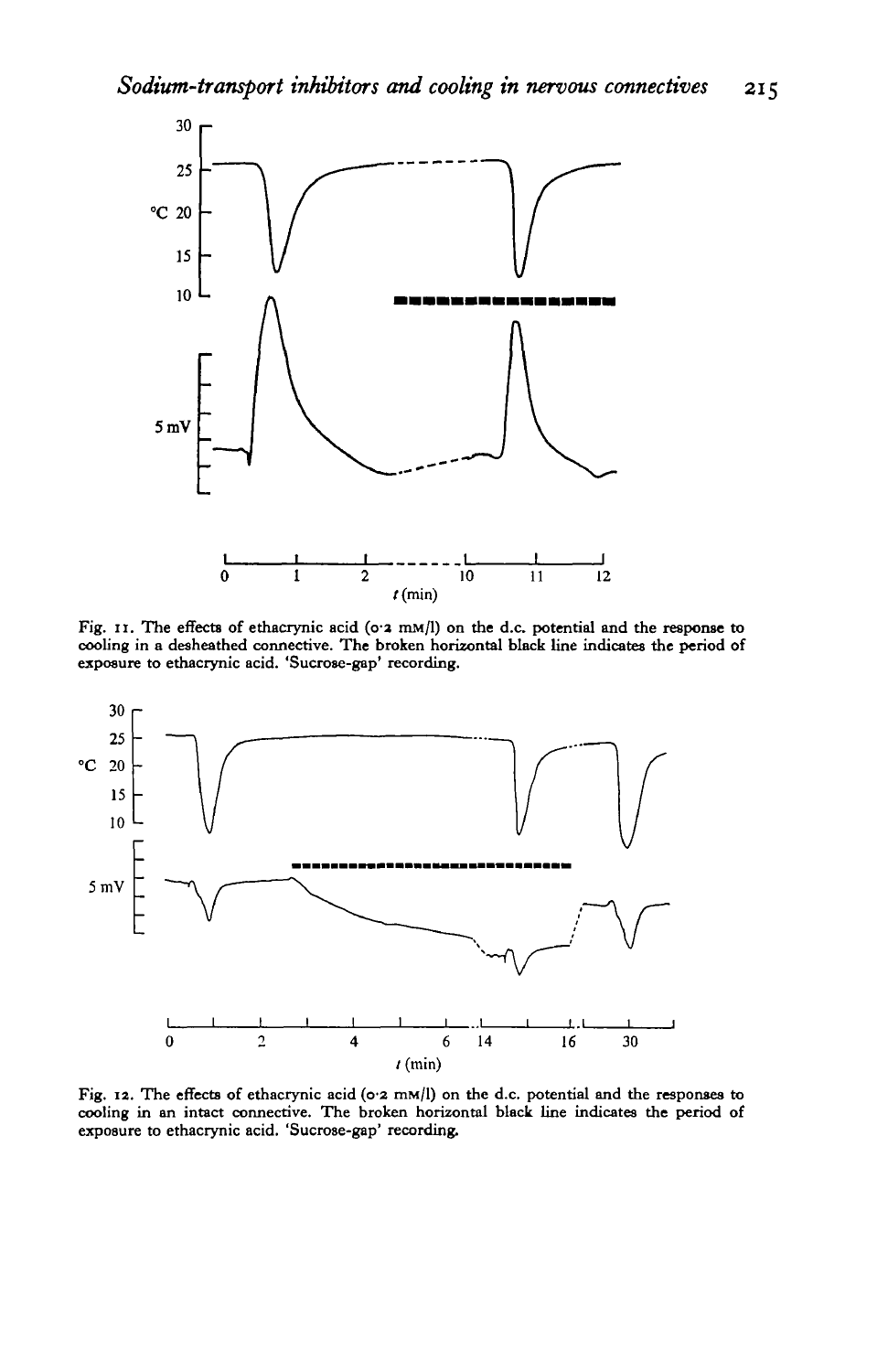Fig. 11. The effects of ethacrynic acid (0·2 mM/l) on the d.c. potential and the response to cooling in a desheathed connective. The broken horizontal black line indicates the period of exposure to ethacrynic acid. 'Sucrose-gap' recording.

Fig. 12. The effects of ethacrynic acid (0·2 mM/l) on the d.c. potential and the responses to cooling in an intact connective. The broken horizontal black line indicates the period of exposure to ethacrynic acid. 'Sucrose-gap' recording.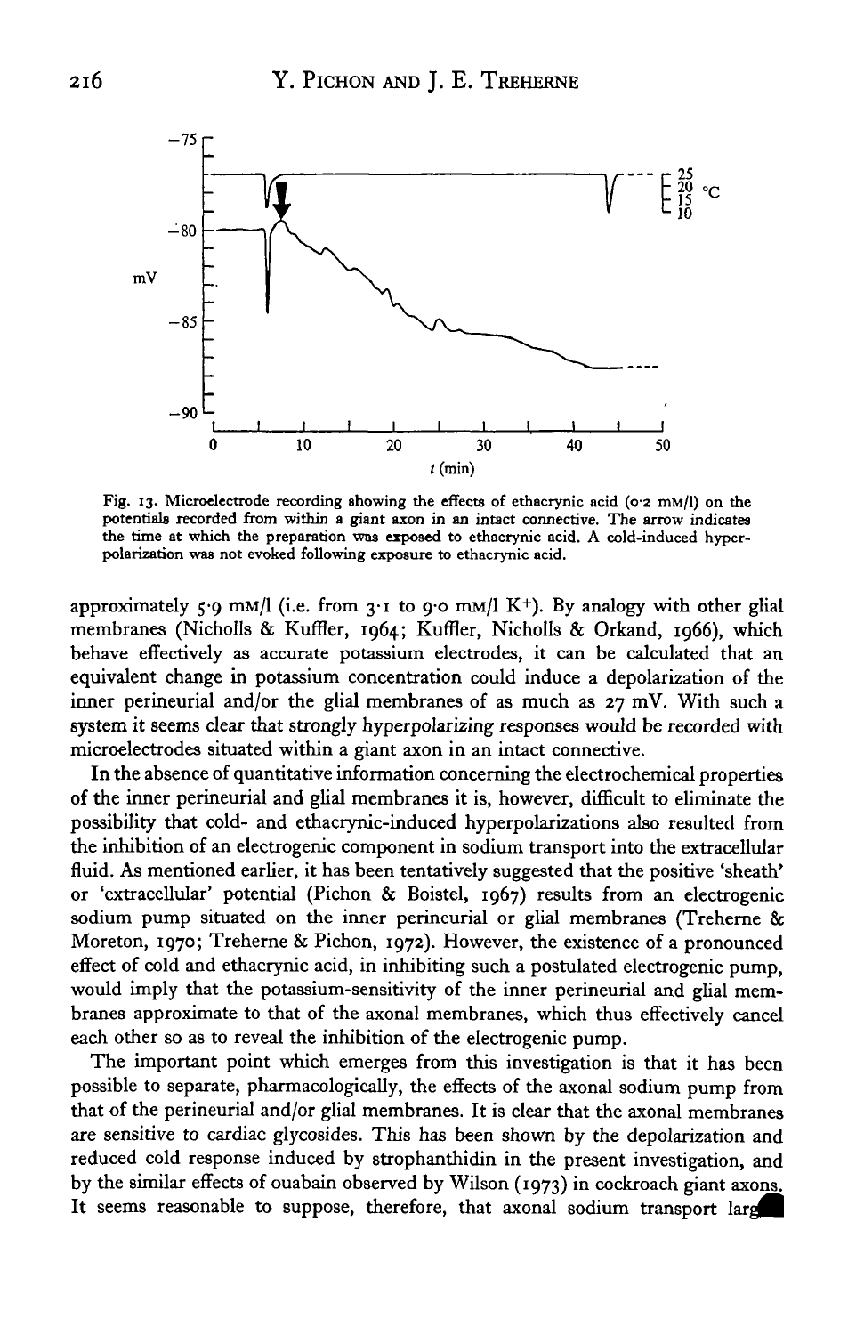Fig. 13. Microelectrode recording showing the effects of ethacrynic acid (0·2 mM/l) on the potentials recorded from within a giant axon in an intact connective. The arrow indicates the time at which the preparation was exposed to ethacrynic acid. A cold-induced hyperpolarization was not evoked following exposure to ethacrynic acid.

approximately 5·9 mM/l (i.e. from 3·1 to 9·0 mM/l $K^+$). By analogy with other glial membranes (Nicholls & Kuffler, 1964; Kuffler, Nicholls & Orkand, 1966), which behave effectively as accurate potassium electrodes, it can be calculated that an equivalent change in potassium concentration could induce a depolarization of the inner perineurial and/or the glial membranes of as much as 27 mV. With such a system it seems clear that strongly hyperpolarizing responses would be recorded with microelectrodes situated within a giant axon in an intact connective.

In the absence of quantitative information concerning the electrochemical properties of the inner perineurial and glial membranes it is, however, difficult to eliminate the possibility that cold- and ethacrynic-induced hyperpolarizations also resulted from the inhibition of an electrogenic component in sodium transport into the extracellular fluid. As mentioned earlier, it has been tentatively suggested that the positive 'sheath' or 'extracellular' potential (Pichon & Boistel, 1967) results from an electrogenic sodium pump situated on the inner perineurial or glial membranes (Treherne & Moreton, 1970; Treherne & Pichon, 1972). However, the existence of a pronounced effect of cold and ethacrynic acid, in inhibiting such a postulated electrogenic pump, would imply that the potassium-sensitivity of the inner perineurial and glial membranes approximate to that of the axonal membranes, which thus effectively cancel each other so as to reveal the inhibition of the electrogenic pump.

The important point which emerges from this investigation is that it has been possible to separate, pharmacologically, the effects of the axonal sodium pump from that of the perineurial and/or glial membranes. It is clear that the axonal membranes are sensitive to cardiac glycosides. This has been shown by the depolarization and reduced cold response induced by strophanthidin in the present investigation, and by the similar effects of ouabain observed by Wilson (1973) in cockroach giant axons. It seems reasonable to suppose, therefore, that axonal sodium transport larg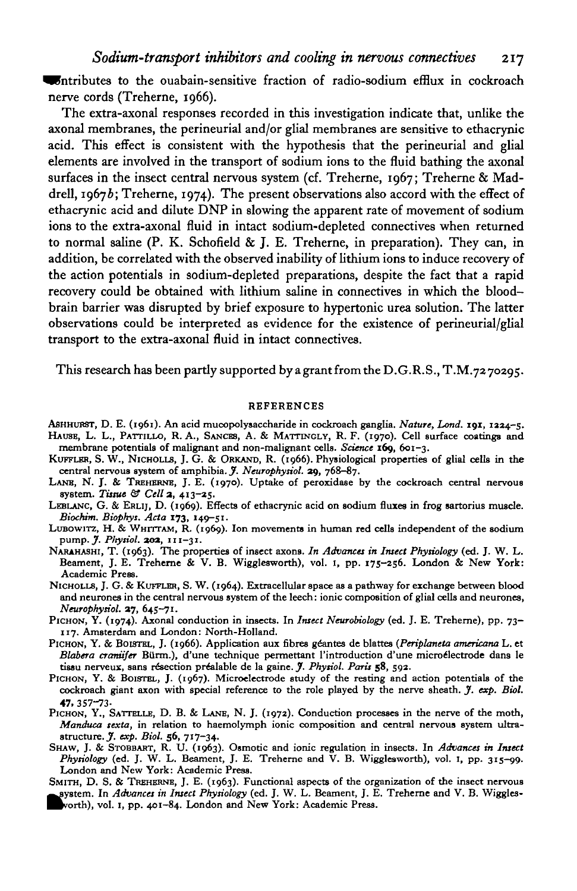contributes to the ouabain-sensitive fraction of radio-sodium efflux in cockroach nerve cords (Treherne, 1966).

The extra-axonal responses recorded in this investigation indicate that, unlike the axonal membranes, the perineurial and/or glial membranes are sensitive to ethacrynic acid. This effect is consistent with the hypothesis that the perineurial and glial elements are involved in the transport of sodium ions to the fluid bathing the axonal surfaces in the insect central nervous system (cf. Treherne, 1967; Treherne & Maddrell, 1967*b*; Treherne, 1974). The present observations also accord with the effect of ethacrynic acid and dilute DNP in slowing the apparent rate of movement of sodium ions to the extra-axonal fluid in intact sodium-depleted connectives when returned to normal saline (P. K. Schofield & J. E. Treherne, in preparation). They can, in addition, be correlated with the observed inability of lithium ions to induce recovery of the action potentials in sodium-depleted preparations, despite the fact that a rapid recovery could be obtained with lithium saline in connectives in which the blood-brain barrier was disrupted by brief exposure to hypertonic urea solution. The latter observations could be interpreted as evidence for the existence of perineurial/glial transport to the extra-axonal fluid in intact connectives.

This research has been partly supported by a grant from the D.G.R.S., T.M.7270295.

## REFERENCES

ASHHURST, D. E. (1961). An acid mucopolysaccharide in cockroach ganglia. *Nature, Lond.* **191**, 1224–5.

HAUSE, L. L., PATTILLO, R. A., SANCES, A. & MATTINGLY, R. F. (1970). Cell surface coatings and membrane potentials of malignant and non-malignant cells. *Science* **169**, 601–3.

KUFFLER, S. W., NICHOLLS, J. G. & ORKAND, R. (1966). Physiological properties of glial cells in the central nervous system of amphibia. *J. Neurophysiol.* **29**, 768–87.

LANE, N. J. & TREHERNE, J. E. (1970). Uptake of peroxidase by the cockroach central nervous system. *Tissue & Cell* **2**, 413–25.

LEBLANC, G. & ERLIJ, D. (1969). Effects of ethacrynic acid on sodium fluxes in frog sartorius muscle. *Biochim. Biophys. Acta* **173**, 149–51.

LUBOWITZ, H. & WHITTAM, R. (1969). Ion movements in human red cells independent of the sodium pump. *J. Physiol.* **202**, 111–31.

NARAHASHI, T. (1963). The properties of insect axons. *In Advances in Insect Physiology* (ed. J. W. L. Beament, J. E. Treherne & V. B. Wigglesworth), vol. 1, pp. 175–256. London & New York: Academic Press.

NICHOLLS, J. G. & KUFFLER, S. W. (1964). Extracellular space as a pathway for exchange between blood and neurones in the central nervous system of the leech: ionic composition of glial cells and neurones, *Neurophysiol.* **27**, 645–71.

PICHON, Y. (1974). Axonal conduction in insects. In *Insect Neurobiology* (ed. J. E. Treherne), pp. 73–117. Amsterdam and London: North-Holland.

PICHON, Y. & BOISTEL, J. (1966). Application aux fibres géantes de blattes (*Periplaneta americana* L. et *Blabera craniifer* Bürm.), d'une technique permettant l'introduction d'une microélectrode dans le tissu nerveux, sans résection préalable de la gaine. *J. Physiol. Paris* **58**, 592.

PICHON, Y. & BOISTEL, J. (1967). Microelectrode study of the resting and action potentials of the cockroach giant axon with special reference to the role played by the nerve sheath. *J. exp. Biol.* **47**, 357–73.

PICHON, Y., SATTELLE, D. B. & LANE, N. J. (1972). Conduction processes in the nerve of the moth, *Manduca sexta*, in relation to haemolymph ionic composition and central nervous system ultrastructure. *J. exp. Biol.* **56**, 717–34.

SHAW, J. & STOBBART, R. U. (1963). Osmotic and ionic regulation in insects. In *Advances in Insect Physiology* (ed. J. W. L. Beament, J. E. Treherne and V. B. Wigglesworth), vol. 1, pp. 315–99. London and New York: Academic Press.

SMITH, D. S. & TREHERNE, J. E. (1963). Functional aspects of the organization of the insect nervous system. In *Advances in Insect Physiology* (ed. J. W. L. Beament, J. E. Treherne and V. B. Wigglesworth), vol. 1, pp. 401–84. London and New York: Academic Press.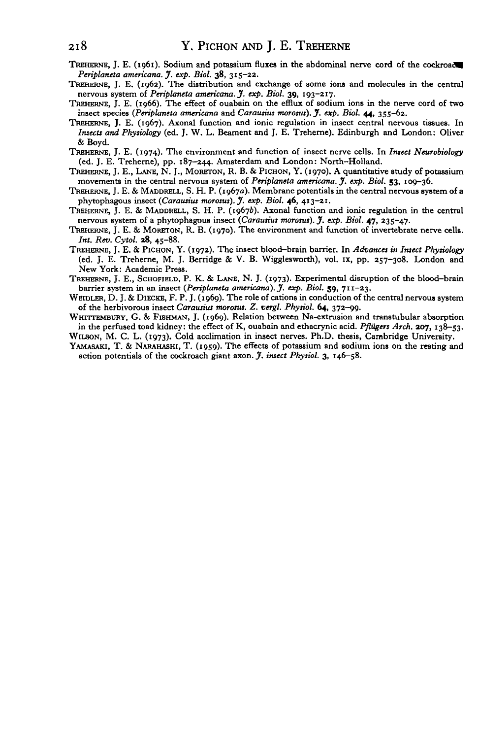TREHERNE, J. E. (1961). Sodium and potassium fluxes in the abdominal nerve cord of the cockroach *Periplaneta americana*. *J. exp. Biol.* **38**, 315–22.

TREHERNE, J. E. (1962). The distribution and exchange of some ions and molecules in the central nervous system of *Periplaneta americana*. *J. exp. Biol.* **39**, 193–217.

TREHERNE, J. E. (1966). The effect of ouabain on the efflux of sodium ions in the nerve cord of two insect species (*Periplaneta americana* and *Carausius morosus*). *J. exp. Biol.* **44**, 355–62.

TREHERNE, J. E. (1967). Axonal function and ionic regulation in insect central nervous tissues. In *Insects and Physiology* (ed. J. W. L. Beament and J. E. Treherne). Edinburgh and London: Oliver & Boyd.

TREHERNE, J. E. (1974). The environment and function of insect nerve cells. In *Insect Neurobiology* (ed. J. E. Treherne), pp. 187–244. Amsterdam and London: North-Holland.

TREHERNE, J. E., LANE, N. J., MORETON, R. B. & PICHON, Y. (1970). A quantitative study of potassium movements in the central nervous system of *Periplaneta americana*. *J. exp. Biol.* **53**, 109–36.

TREHERNE, J. E. & MADDRELL, S. H. P. (1967*a*). Membrane potentials in the central nervous system of a phytophagous insect (*Carausius morosus*). *J. exp. Biol.* **46**, 413–21.

TREHERNE, J. E. & MADDRELL, S. H. P. (1967*b*). Axonal function and ionic regulation in the central nervous system of a phytophagous insect (*Carausius morosus*). *J. exp. Biol.* **47**, 235–47.

TREHERNE, J. E. & MORETON, R. B. (1970). The environment and function of invertebrate nerve cells. *Int. Rev. Cytol.* **28**, 45–88.

TREHERNE, J. E. & PICHON, Y. (1972). The insect blood–brain barrier. In *Advances in Insect Physiology* (ed. J. E. Treherne, M. J. Berridge & V. B. Wigglesworth), vol. IX, pp. 257–308. London and New York: Academic Press.

TREHERNE, J. E., SCHOFIELD, P. K. & LANE, N. J. (1973). Experimental disruption of the blood–brain barrier system in an insect (*Periplaneta americana*). *J. exp. Biol.* **59**, 711–23.

WEIDLER, D. J. & DIECKE, F. P. J. (1969). The role of cations in conduction of the central nervous system of the herbivorous insect *Carausius morosus*. *Z. vergl. Physiol.* **64**, 372–99.

WHITTEMBURY, G. & FISHMAN, J. (1969). Relation between Na-extrusion and transtubular absorption in the perfused toad kidney: the effect of K, ouabain and ethacrynic acid. *Pflügers Arch.* **307**, 138–53.

WILSON, M. C. L. (1973). Cold acclimation in insect nerves. Ph.D. thesis, Cambridge University.

YAMASAKI, T. & NARAHASHI, T. (1959). The effects of potassium and sodium ions on the resting and action potentials of the cockroach giant axon. *J. insect Physiol.* **3**, 146–58.